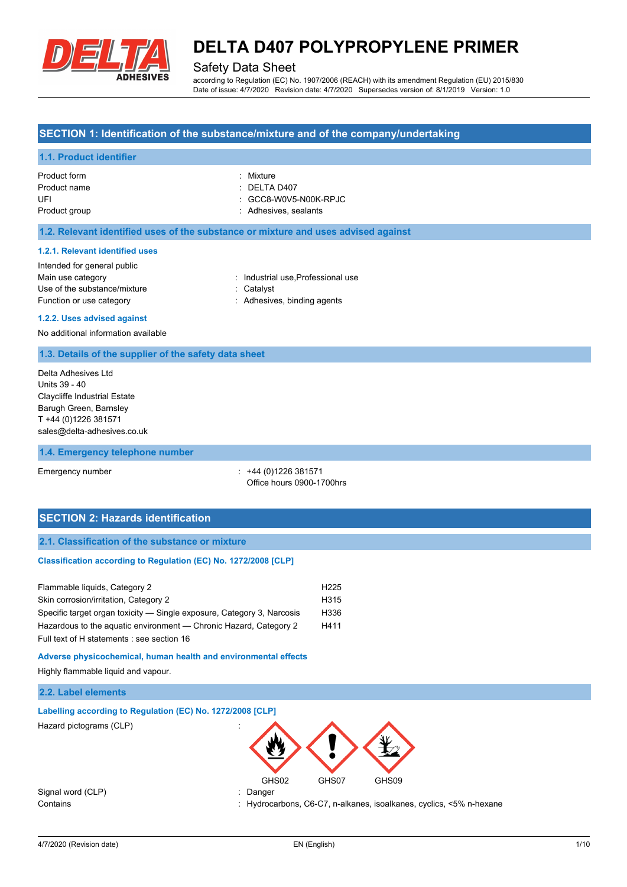# DELTA D407 POLYPROPYLENE PRIMER

## Safety Data Sheet

according to Regulation (EC) No. 1907/2006 (REACH) with its amendment Regulation (EU) 2015/830
Date of issue: 4/7/2020 Revision date: 4/7/2020 Supersedes version of: 8/1/2019 Version: 1.0

## SECTION 1: Identification of the substance/mixture and of the company/undertaking

### 1.1. Product identifier

| | | |
|---|---|---|
| Product form | : | Mixture |
| Product name | : | DELTA D407 |
| UFI | : | GCC8-W0V5-N00K-RPJC |
| Product group | : | Adhesives, sealants |

### 1.2. Relevant identified uses of the substance or mixture and uses advised against

#### 1.2.1. Relevant identified uses

Intended for general public

| | | |
|---|---|---|
| Main use category | : | Industrial use,Professional use |
| Use of the substance/mixture | : | Catalyst |
| Function or use category | : | Adhesives, binding agents |

#### 1.2.2. Uses advised against

No additional information available

### 1.3. Details of the supplier of the safety data sheet

Delta Adhesives Ltd
Units 39 - 40
Claycliffe Industrial Estate
Barugh Green, Barnsley
T +44 (0)1226 381571
sales@delta-adhesives.co.uk

### 1.4. Emergency telephone number

| | | |
|---|---|---|
| Emergency number | : | +44 (0)1226 381571<br>Office hours 0900-1700hrs |

## SECTION 2: Hazards identification

### 2.1. Classification of the substance or mixture

#### Classification according to Regulation (EC) No. 1272/2008 [CLP]

| | |
|---|---|
| Flammable liquids, Category 2 | H225 |
| Skin corrosion/irritation, Category 2 | H315 |
| Specific target organ toxicity — Single exposure, Category 3, Narcosis | H336 |
| Hazardous to the aquatic environment — Chronic Hazard, Category 2 | H411 |

Full text of H statements : see section 16

#### Adverse physicochemical, human health and environmental effects

Highly flammable liquid and vapour.

### 2.2. Label elements

#### Labelling according to Regulation (EC) No. 1272/2008 [CLP]

Hazard pictograms (CLP) :

GHS02 GHS07 GHS09

| | | |
|---|---|---|
| Signal word (CLP) | : | Danger |
| Contains | : | Hydrocarbons, C6-C7, n-alkanes, isoalkanes, cyclics, <5% n-hexane |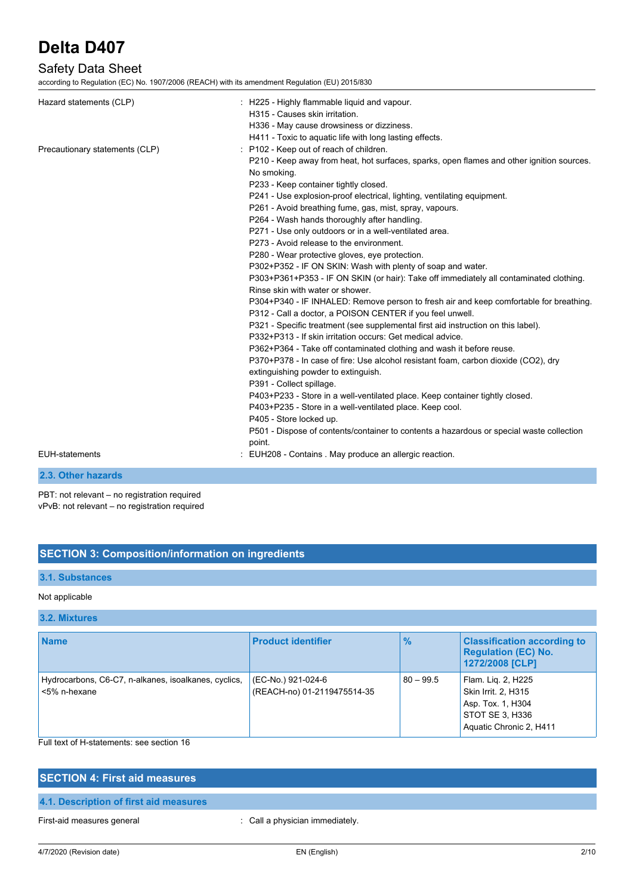| | |
|---|---|
| Hazard statements (CLP) | : H225 - Highly flammable liquid and vapour.<br>H315 - Causes skin irritation.<br>H336 - May cause drowsiness or dizziness.<br>H411 - Toxic to aquatic life with long lasting effects. |
| Precautionary statements (CLP) | : P102 - Keep out of reach of children.<br>P210 - Keep away from heat, hot surfaces, sparks, open flames and other ignition sources. No smoking.<br>P233 - Keep container tightly closed.<br>P241 - Use explosion-proof electrical, lighting, ventilating equipment.<br>P261 - Avoid breathing fume, gas, mist, spray, vapours.<br>P264 - Wash hands thoroughly after handling.<br>P271 - Use only outdoors or in a well-ventilated area.<br>P273 - Avoid release to the environment.<br>P280 - Wear protective gloves, eye protection.<br>P302+P352 - IF ON SKIN: Wash with plenty of soap and water.<br>P303+P361+P353 - IF ON SKIN (or hair): Take off immediately all contaminated clothing. Rinse skin with water or shower.<br>P304+P340 - IF INHALED: Remove person to fresh air and keep comfortable for breathing.<br>P312 - Call a doctor, a POISON CENTER if you feel unwell.<br>P321 - Specific treatment (see supplemental first aid instruction on this label).<br>P332+P313 - If skin irritation occurs: Get medical advice.<br>P362+P364 - Take off contaminated clothing and wash it before reuse.<br>P370+P378 - In case of fire: Use alcohol resistant foam, carbon dioxide ($CO_2$), dry extinguishing powder to extinguish.<br>P391 - Collect spillage.<br>P403+P233 - Store in a well-ventilated place. Keep container tightly closed.<br>P403+P235 - Store in a well-ventilated place. Keep cool.<br>P405 - Store locked up.<br>P501 - Dispose of contents/container to contents a hazardous or special waste collection point. |
| EUH-statements | : EUH208 - Contains . May produce an allergic reaction. |

### 2.3. Other hazards

PBT: not relevant – no registration required
vPvB: not relevant – no registration required

## SECTION 3: Composition/information on ingredients

### 3.1. Substances

Not applicable

### 3.2. Mixtures

| Name | Product identifier | % | Classification according to Regulation (EC) No. 1272/2008 [CLP] |
|---|---|---|---|
| Hydrocarbons, C6-C7, n-alkanes, isoalkanes, cyclics, <5% n-hexane | (EC-No.) 921-024-6<br>(REACH-no) 01-2119475514-35 | 80 – 99.5 | Flam. Liq. 2, H225<br>Skin Irrit. 2, H315<br>Asp. Tox. 1, H304<br>STOT SE 3, H336<br>Aquatic Chronic 2, H411 |

Full text of H-statements: see section 16

## SECTION 4: First aid measures

### 4.1. Description of first aid measures

First-aid measures general : Call a physician immediately.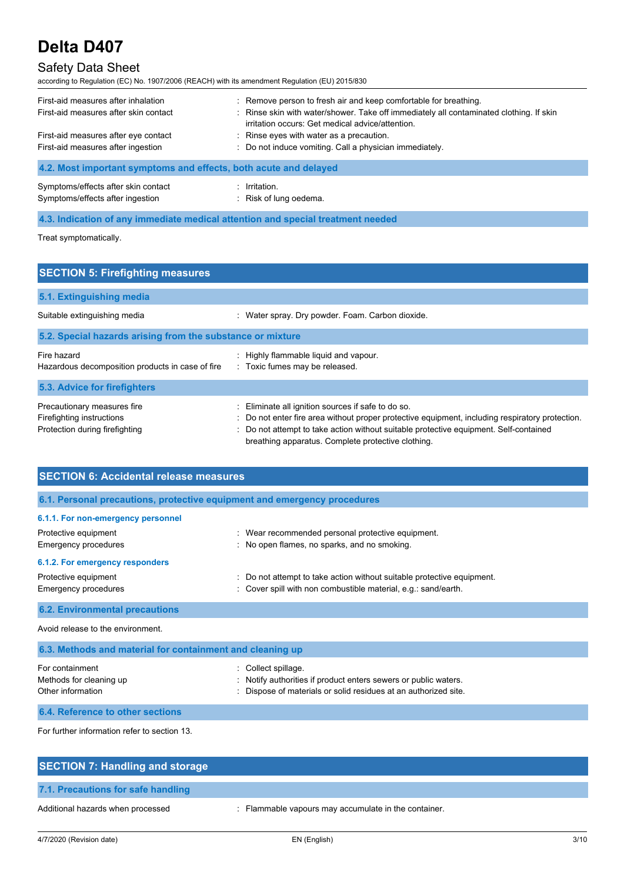| | |
|---|---|
| First-aid measures after inhalation | : Remove person to fresh air and keep comfortable for breathing. |
| First-aid measures after skin contact | : Rinse skin with water/shower. Take off immediately all contaminated clothing. If skin irritation occurs: Get medical advice/attention. |
| First-aid measures after eye contact | : Rinse eyes with water as a precaution. |
| First-aid measures after ingestion | : Do not induce vomiting. Call a physician immediately. |

### 4.2. Most important symptoms and effects, both acute and delayed

| | |
|---|---|
| Symptoms/effects after skin contact | : Irritation. |
| Symptoms/effects after ingestion | : Risk of lung oedema. |

### 4.3. Indication of any immediate medical attention and special treatment needed

Treat symptomatically.

## SECTION 5: Firefighting measures

### 5.1. Extinguishing media

| | |
|---|---|
| Suitable extinguishing media | : Water spray. Dry powder. Foam. Carbon dioxide. |

### 5.2. Special hazards arising from the substance or mixture

| | |
|---|---|
| Fire hazard | : Highly flammable liquid and vapour. |
| Hazardous decomposition products in case of fire | : Toxic fumes may be released. |

### 5.3. Advice for firefighters

| | |
|---|---|
| Precautionary measures fire | : Eliminate all ignition sources if safe to do so. |
| Firefighting instructions | : Do not enter fire area without proper protective equipment, including respiratory protection. |
| Protection during firefighting | : Do not attempt to take action without suitable protective equipment. Self-contained breathing apparatus. Complete protective clothing. |

## SECTION 6: Accidental release measures

### 6.1. Personal precautions, protective equipment and emergency procedures

#### 6.1.1. For non-emergency personnel

| | |
|---|---|
| Protective equipment | : Wear recommended personal protective equipment. |
| Emergency procedures | : No open flames, no sparks, and no smoking. |

#### 6.1.2. For emergency responders

| | |
|---|---|
| Protective equipment | : Do not attempt to take action without suitable protective equipment. |
| Emergency procedures | : Cover spill with non combustible material, e.g.: sand/earth. |

### 6.2. Environmental precautions

Avoid release to the environment.

### 6.3. Methods and material for containment and cleaning up

| | |
|---|---|
| For containment | : Collect spillage. |
| Methods for cleaning up | : Notify authorities if product enters sewers or public waters. |
| Other information | : Dispose of materials or solid residues at an authorized site. |

### 6.4. Reference to other sections

For further information refer to section 13.

## SECTION 7: Handling and storage

### 7.1. Precautions for safe handling

| | |
|---|---|
| Additional hazards when processed | : Flammable vapours may accumulate in the container. |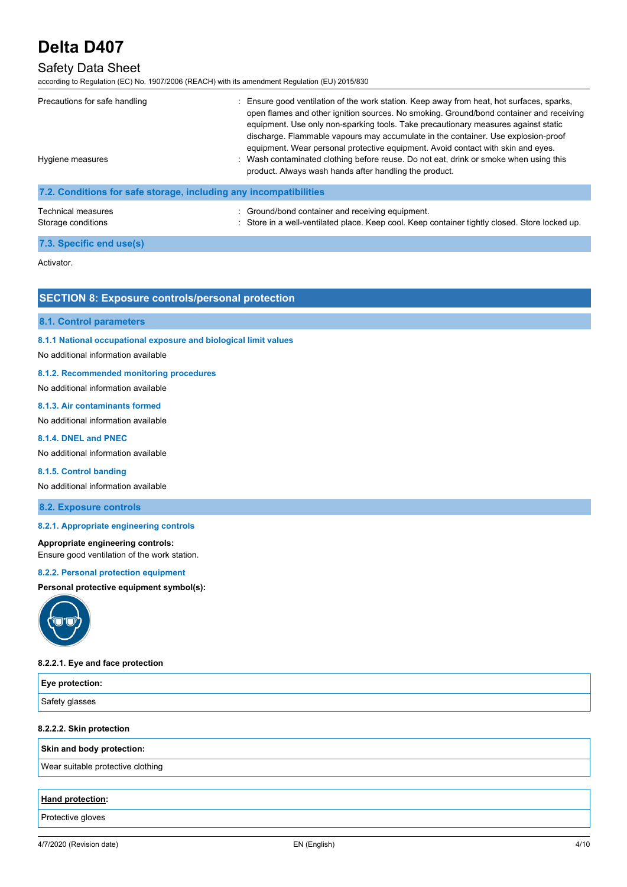| | |
|---|---|
| Precautions for safe handling | : Ensure good ventilation of the work station. Keep away from heat, hot surfaces, sparks, open flames and other ignition sources. No smoking. Ground/bond container and receiving equipment. Use only non-sparking tools. Take precautionary measures against static discharge. Flammable vapours may accumulate in the container. Use explosion-proof equipment. Wear personal protective equipment. Avoid contact with skin and eyes. |
| Hygiene measures | : Wash contaminated clothing before reuse. Do not eat, drink or smoke when using this product. Always wash hands after handling the product. |

### 7.2. Conditions for safe storage, including any incompatibilities

| | |
|---|---|
| Technical measures | : Ground/bond container and receiving equipment. |
| Storage conditions | : Store in a well-ventilated place. Keep cool. Keep container tightly closed. Store locked up. |

### 7.3. Specific end use(s)

Activator.

## SECTION 8: Exposure controls/personal protection

### 8.1. Control parameters

#### 8.1.1 National occupational exposure and biological limit values

No additional information available

#### 8.1.2. Recommended monitoring procedures

No additional information available

#### 8.1.3. Air contaminants formed

No additional information available

#### 8.1.4. DNEL and PNEC

No additional information available

#### 8.1.5. Control banding

No additional information available

### 8.2. Exposure controls

#### 8.2.1. Appropriate engineering controls

**Appropriate engineering controls:**
Ensure good ventilation of the work station.

#### 8.2.2. Personal protection equipment

**Personal protective equipment symbol(s):**

**8.2.2.1. Eye and face protection**

| Eye protection: |
|---|
| Safety glasses |

**8.2.2.2. Skin protection**

| Skin and body protection: |
|---|
| Wear suitable protective clothing |

| Hand protection: |
|---|
| Protective gloves |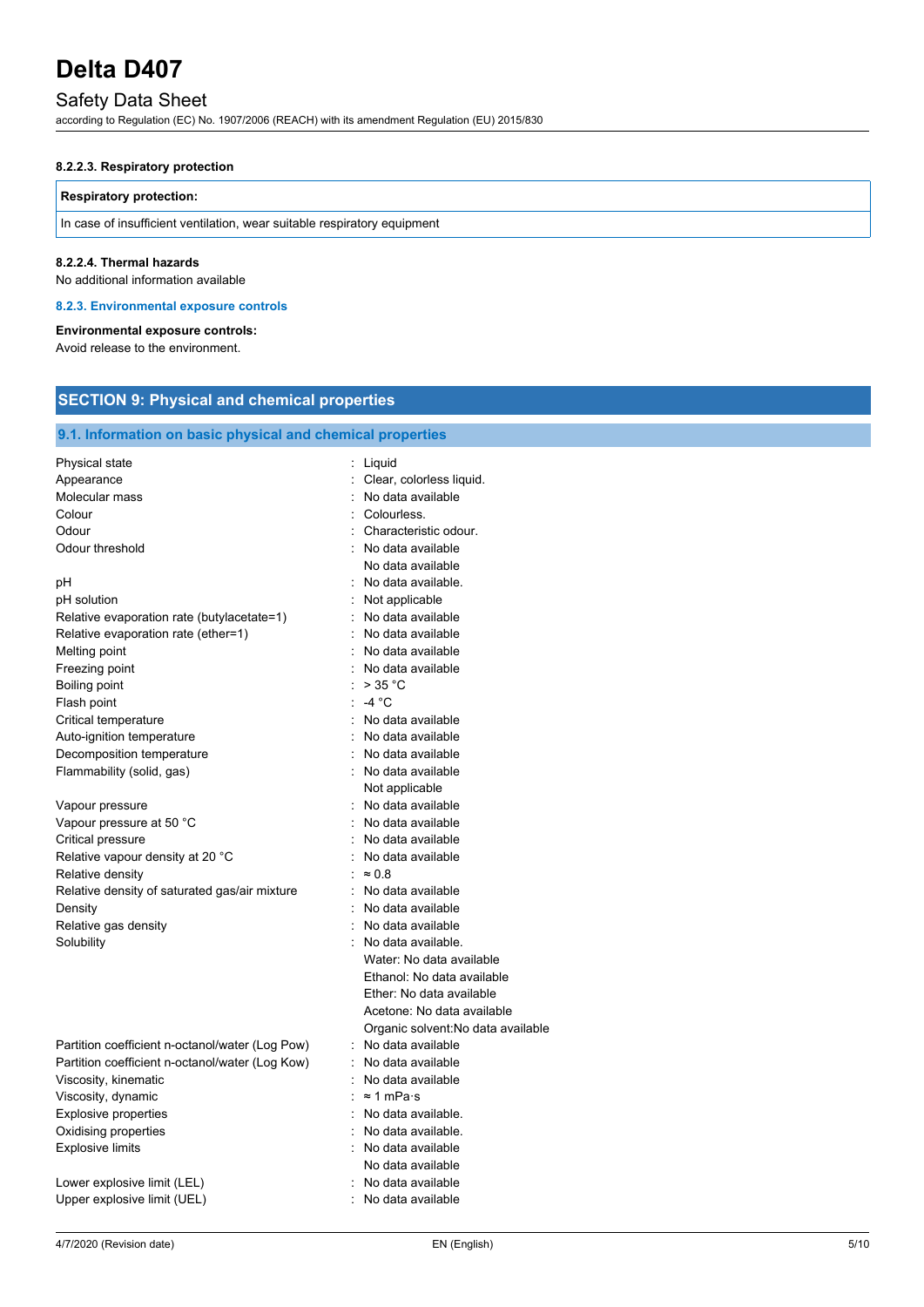#### 8.2.2.3. Respiratory protection

| Respiratory protection: |
| --- |
| In case of insufficient ventilation, wear suitable respiratory equipment |

#### 8.2.2.4. Thermal hazards

No additional information available

### 8.2.3. Environmental exposure controls

**Environmental exposure controls:**

Avoid release to the environment.

## SECTION 9: Physical and chemical properties

### 9.1. Information on basic physical and chemical properties

| Property | Value |
| --- | --- |
| Physical state | : Liquid |
| Appearance | : Clear, colorless liquid. |
| Molecular mass | : No data available |
| Colour | : Colourless. |
| Odour | : Characteristic odour. |
| Odour threshold | : No data available<br>No data available |
| pH | : No data available. |
| pH solution | : Not applicable |
| Relative evaporation rate (butylacetate=1) | : No data available |
| Relative evaporation rate (ether=1) | : No data available |
| Melting point | : No data available |
| Freezing point | : No data available |
| Boiling point | : > 35 °C |
| Flash point | : -4 °C |
| Critical temperature | : No data available |
| Auto-ignition temperature | : No data available |
| Decomposition temperature | : No data available |
| Flammability (solid, gas) | : No data available<br>Not applicable |
| Vapour pressure | : No data available |
| Vapour pressure at 50 °C | : No data available |
| Critical pressure | : No data available |
| Relative vapour density at 20 °C | : No data available |
| Relative density | : ≈ 0.8 |
| Relative density of saturated gas/air mixture | : No data available |
| Density | : No data available |
| Relative gas density | : No data available |
| Solubility | : No data available.<br>Water: No data available<br>Ethanol: No data available<br>Ether: No data available<br>Acetone: No data available<br>Organic solvent:No data available |
| Partition coefficient n-octanol/water (Log Pow) | : No data available |
| Partition coefficient n-octanol/water (Log Kow) | : No data available |
| Viscosity, kinematic | : No data available |
| Viscosity, dynamic | : ≈ 1 mPa·s |
| Explosive properties | : No data available. |
| Oxidising properties | : No data available. |
| Explosive limits | : No data available<br>No data available |
| Lower explosive limit (LEL) | : No data available |
| Upper explosive limit (UEL) | : No data available |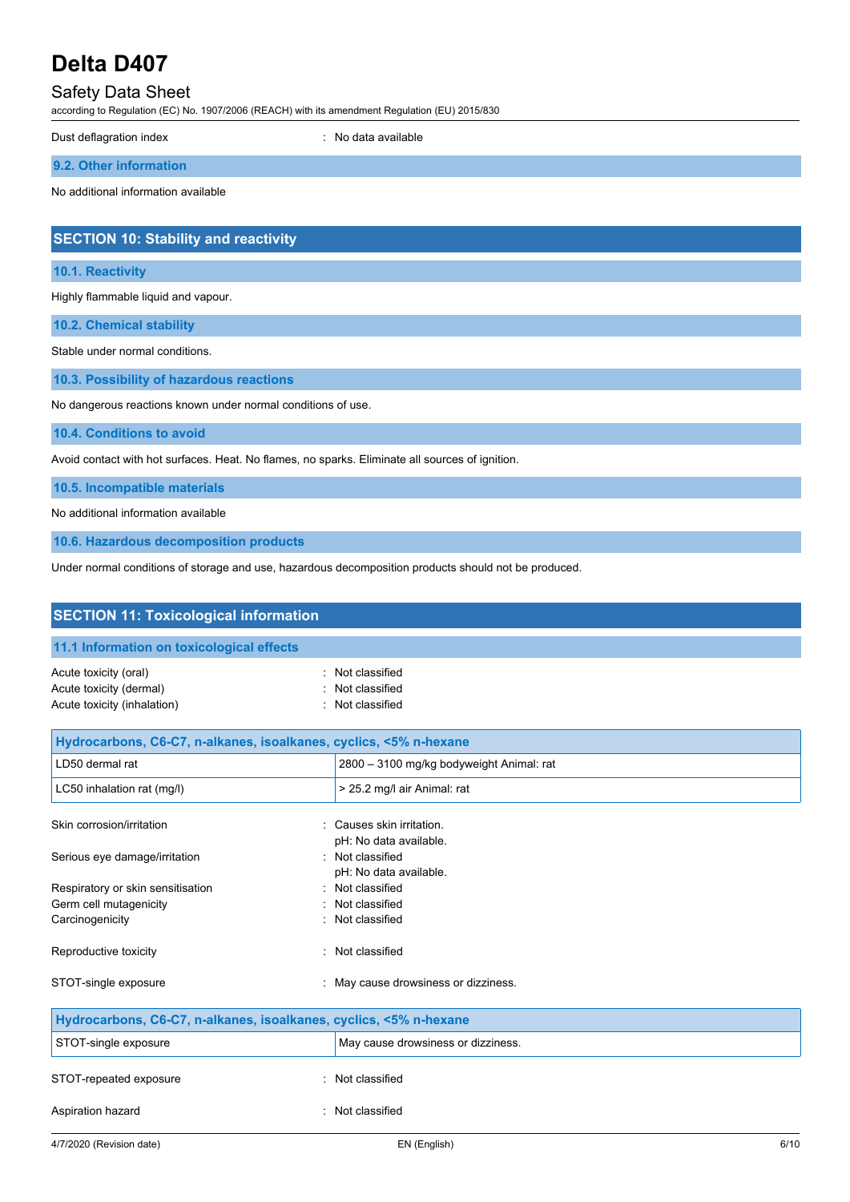Dust deflagration index : No data available

### 9.2. Other information

No additional information available

## SECTION 10: Stability and reactivity

### 10.1. Reactivity

Highly flammable liquid and vapour.

### 10.2. Chemical stability

Stable under normal conditions.

### 10.3. Possibility of hazardous reactions

No dangerous reactions known under normal conditions of use.

### 10.4. Conditions to avoid

Avoid contact with hot surfaces. Heat. No flames, no sparks. Eliminate all sources of ignition.

### 10.5. Incompatible materials

No additional information available

### 10.6. Hazardous decomposition products

Under normal conditions of storage and use, hazardous decomposition products should not be produced.

## SECTION 11: Toxicological information

### 11.1 Information on toxicological effects

Acute toxicity (oral) : Not classified
Acute toxicity (dermal) : Not classified
Acute toxicity (inhalation) : Not classified

| Hydrocarbons, C6-C7, n-alkanes, isoalkanes, cyclics, <5% n-hexane | |
|---|---|
| LD50 dermal rat | 2800 – 3100 mg/kg bodyweight Animal: rat |
| LC50 inhalation rat (mg/l) | > 25.2 mg/l air Animal: rat |

Skin corrosion/irritation : Causes skin irritation.
pH: No data available.
Serious eye damage/irritation : Not classified
pH: No data available.
Respiratory or skin sensitisation : Not classified
Germ cell mutagenicity : Not classified
Carcinogenicity : Not classified

Reproductive toxicity : Not classified

STOT-single exposure : May cause drowsiness or dizziness.

| Hydrocarbons, C6-C7, n-alkanes, isoalkanes, cyclics, <5% n-hexane | |
|---|---|
| STOT-single exposure | May cause drowsiness or dizziness. |

STOT-repeated exposure : Not classified

Aspiration hazard : Not classified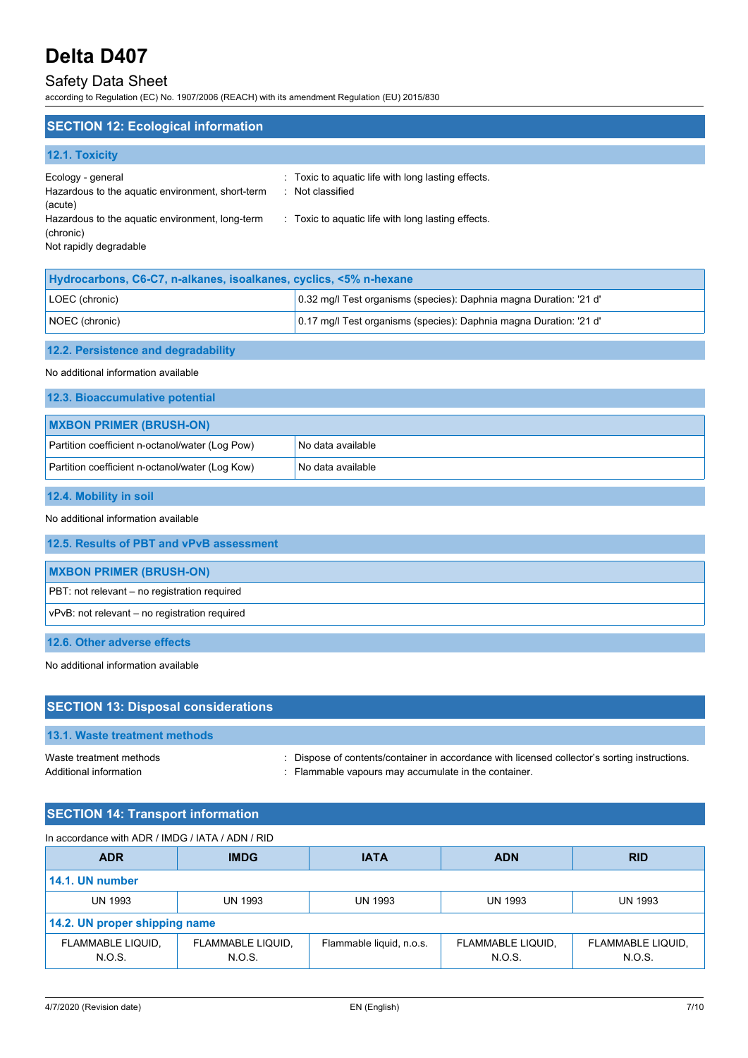## SECTION 12: Ecological information

### 12.1. Toxicity

Ecology - general : Toxic to aquatic life with long lasting effects.

Hazardous to the aquatic environment, short-term (acute) : Not classified

Hazardous to the aquatic environment, long-term (chronic) : Toxic to aquatic life with long lasting effects.

Not rapidly degradable

| Hydrocarbons, C6-C7, n-alkanes, isoalkanes, cyclics, <5% n-hexane | |
|---|---|
| LOEC (chronic) | 0.32 mg/l Test organisms (species): Daphnia magna Duration: '21 d' |
| NOEC (chronic) | 0.17 mg/l Test organisms (species): Daphnia magna Duration: '21 d' |

### 12.2. Persistence and degradability

No additional information available

### 12.3. Bioaccumulative potential

| MXBON PRIMER (BRUSH-ON) | |
|---|---|
| Partition coefficient n-octanol/water (Log Pow) | No data available |
| Partition coefficient n-octanol/water (Log Kow) | No data available |

### 12.4. Mobility in soil

No additional information available

### 12.5. Results of PBT and vPvB assessment

| MXBON PRIMER (BRUSH-ON) |
|---|
| PBT: not relevant – no registration required |
| vPvB: not relevant – no registration required |

### 12.6. Other adverse effects

No additional information available

## SECTION 13: Disposal considerations

### 13.1. Waste treatment methods

Waste treatment methods : Dispose of contents/container in accordance with licensed collector's sorting instructions.

Additional information : Flammable vapours may accumulate in the container.

## SECTION 14: Transport information

In accordance with ADR / IMDG / IATA / ADN / RID

| ADR | IMDG | IATA | ADN | RID |
|---|---|---|---|---|
| **14.1. UN number** | | | | |
| UN 1993 | UN 1993 | UN 1993 | UN 1993 | UN 1993 |
| **14.2. UN proper shipping name** | | | | |
| FLAMMABLE LIQUID, N.O.S. | FLAMMABLE LIQUID, N.O.S. | Flammable liquid, n.o.s. | FLAMMABLE LIQUID, N.O.S. | FLAMMABLE LIQUID, N.O.S. |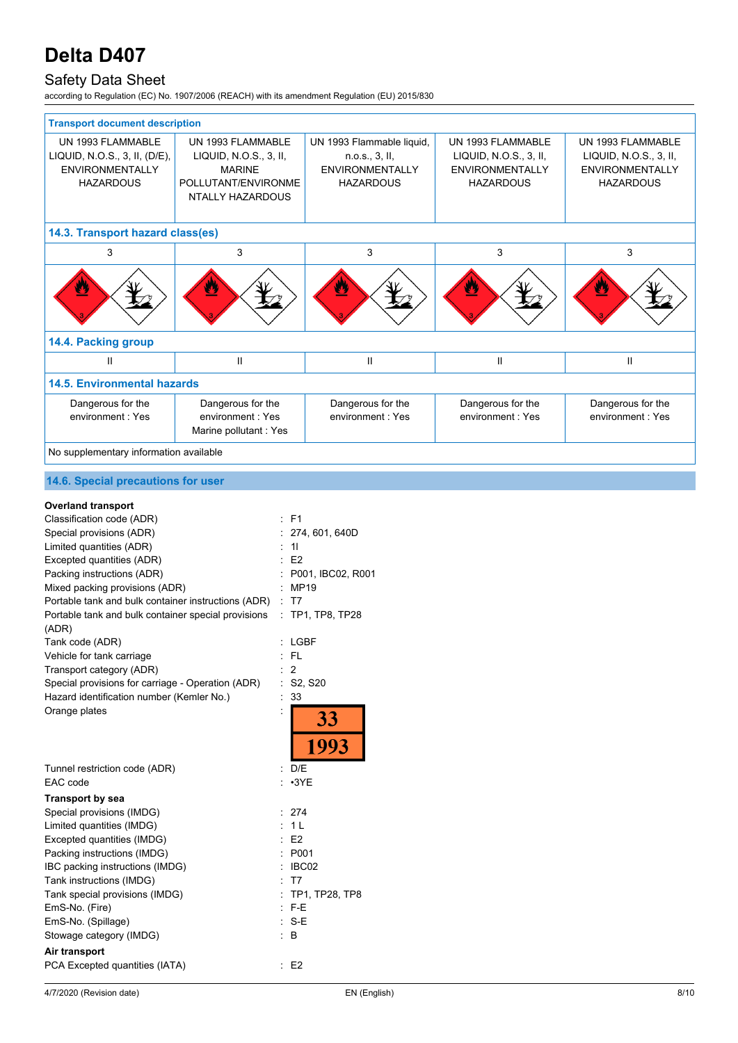| Transport document description | | | | |
|---|---|---|---|---|
| UN 1993 FLAMMABLE LIQUID, N.O.S., 3, II, (D/E), ENVIRONMENTALLY HAZARDOUS | UN 1993 FLAMMABLE LIQUID, N.O.S., 3, II, MARINE POLLUTANT/ENVIRONMENTALLY HAZARDOUS | UN 1993 Flammable liquid, n.o.s., 3, II, ENVIRONMENTALLY HAZARDOUS | UN 1993 FLAMMABLE LIQUID, N.O.S., 3, II, ENVIRONMENTALLY HAZARDOUS | UN 1993 FLAMMABLE LIQUID, N.O.S., 3, II, ENVIRONMENTALLY HAZARDOUS |
| **14.3. Transport hazard class(es)** | | | | |
| 3 | 3 | 3 | 3 | 3 |
| **14.4. Packing group** | | | | |
| II | II | II | II | II |
| **14.5. Environmental hazards** | | | | |
| Dangerous for the environment : Yes | Dangerous for the environment : Yes<br>Marine pollutant : Yes | Dangerous for the environment : Yes | Dangerous for the environment : Yes | Dangerous for the environment : Yes |
| No supplementary information available | | | | |

## 14.6. Special precautions for user

**Overland transport**

Classification code (ADR) : F1
Special provisions (ADR) : 274, 601, 640D
Limited quantities (ADR) : 1l
Excepted quantities (ADR) : E2
Packing instructions (ADR) : P001, IBC02, R001
Mixed packing provisions (ADR) : MP19
Portable tank and bulk container instructions (ADR) : T7
Portable tank and bulk container special provisions (ADR) : TP1, TP8, TP28
Tank code (ADR) : LGBF
Vehicle for tank carriage : FL
Transport category (ADR) : 2
Special provisions for carriage - Operation (ADR) : S2, S20
Hazard identification number (Kemler No.) : 33
Orange plates : 33 / 1993
Tunnel restriction code (ADR) : D/E
EAC code : •3YE

**Transport by sea**

Special provisions (IMDG) : 274
Limited quantities (IMDG) : 1 L
Excepted quantities (IMDG) : E2
Packing instructions (IMDG) : P001
IBC packing instructions (IMDG) : IBC02
Tank instructions (IMDG) : T7
Tank special provisions (IMDG) : TP1, TP28, TP8
EmS-No. (Fire) : F-E
EmS-No. (Spillage) : S-E
Stowage category (IMDG) : B

**Air transport**

PCA Excepted quantities (IATA) : E2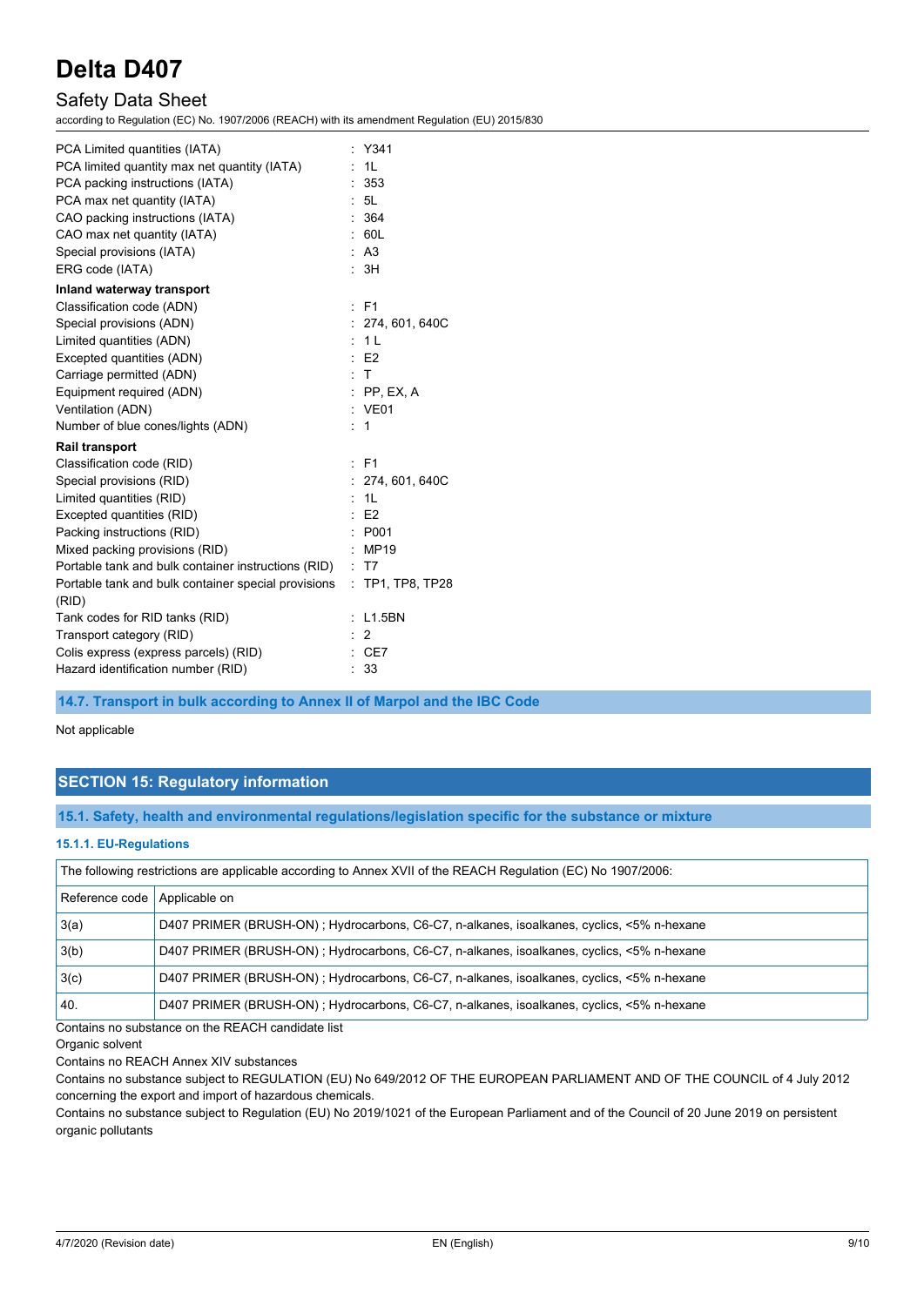| | |
|---|---|
| PCA Limited quantities (IATA) | : Y341 |
| PCA limited quantity max net quantity (IATA) | : 1L |
| PCA packing instructions (IATA) | : 353 |
| PCA max net quantity (IATA) | : 5L |
| CAO packing instructions (IATA) | : 364 |
| CAO max net quantity (IATA) | : 60L |
| Special provisions (IATA) | : A3 |
| ERG code (IATA) | : 3H |

**Inland waterway transport**

| | |
|---|---|
| Classification code (ADN) | : F1 |
| Special provisions (ADN) | : 274, 601, 640C |
| Limited quantities (ADN) | : 1 L |
| Excepted quantities (ADN) | : E2 |
| Carriage permitted (ADN) | : T |
| Equipment required (ADN) | : PP, EX, A |
| Ventilation (ADN) | : VE01 |
| Number of blue cones/lights (ADN) | : 1 |

**Rail transport**

| | |
|---|---|
| Classification code (RID) | : F1 |
| Special provisions (RID) | : 274, 601, 640C |
| Limited quantities (RID) | : 1L |
| Excepted quantities (RID) | : E2 |
| Packing instructions (RID) | : P001 |
| Mixed packing provisions (RID) | : MP19 |
| Portable tank and bulk container instructions (RID) | : T7 |
| Portable tank and bulk container special provisions (RID) | : TP1, TP8, TP28 |
| Tank codes for RID tanks (RID) | : L1.5BN |
| Transport category (RID) | : 2 |
| Colis express (express parcels) (RID) | : CE7 |
| Hazard identification number (RID) | : 33 |

### 14.7. Transport in bulk according to Annex II of Marpol and the IBC Code

Not applicable

## SECTION 15: Regulatory information

### 15.1. Safety, health and environmental regulations/legislation specific for the substance or mixture

#### 15.1.1. EU-Regulations

The following restrictions are applicable according to Annex XVII of the REACH Regulation (EC) No 1907/2006:

| Reference code | Applicable on |
|---|---|
| 3(a) | D407 PRIMER (BRUSH-ON) ; Hydrocarbons, C6-C7, n-alkanes, isoalkanes, cyclics, <5% n-hexane |
| 3(b) | D407 PRIMER (BRUSH-ON) ; Hydrocarbons, C6-C7, n-alkanes, isoalkanes, cyclics, <5% n-hexane |
| 3(c) | D407 PRIMER (BRUSH-ON) ; Hydrocarbons, C6-C7, n-alkanes, isoalkanes, cyclics, <5% n-hexane |
| 40. | D407 PRIMER (BRUSH-ON) ; Hydrocarbons, C6-C7, n-alkanes, isoalkanes, cyclics, <5% n-hexane |

Contains no substance on the REACH candidate list

Organic solvent

Contains no REACH Annex XIV substances

Contains no substance subject to REGULATION (EU) No 649/2012 OF THE EUROPEAN PARLIAMENT AND OF THE COUNCIL of 4 July 2012 concerning the export and import of hazardous chemicals.

Contains no substance subject to Regulation (EU) No 2019/1021 of the European Parliament and of the Council of 20 June 2019 on persistent organic pollutants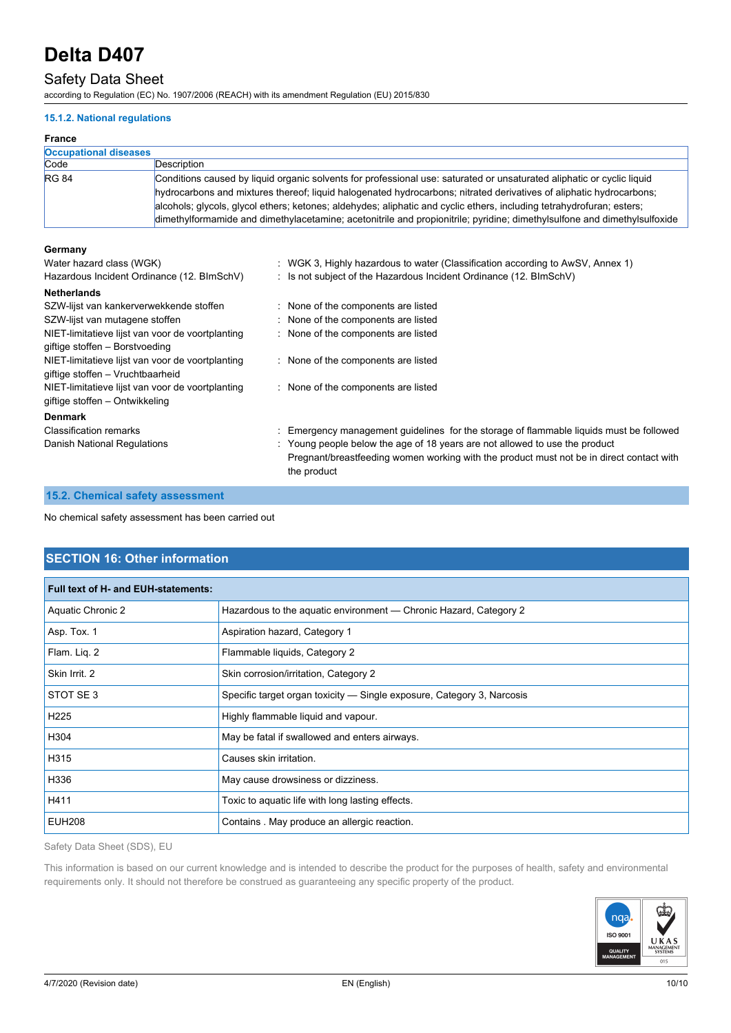#### 15.1.2. National regulations

**France**

| Occupational diseases | |
|---|---|
| Code | Description |
| RG 84 | Conditions caused by liquid organic solvents for professional use: saturated or unsaturated aliphatic or cyclic liquid hydrocarbons and mixtures thereof; liquid halogenated hydrocarbons; nitrated derivatives of aliphatic hydrocarbons; alcohols; glycols, glycol ethers; ketones; aldehydes; aliphatic and cyclic ethers, including tetrahydrofuran; esters; dimethylformamide and dimethylacetamine; acetonitrile and propionitrile; pyridine; dimethylsulfone and dimethylsulfoxide |

**Germany**

Water hazard class (WGK) : WGK 3, Highly hazardous to water (Classification according to AwSV, Annex 1)

Hazardous Incident Ordinance (12. BImSchV) : Is not subject of the Hazardous Incident Ordinance (12. BImSchV)

**Netherlands**

SZW-lijst van kankerverwekkende stoffen : None of the components are listed

SZW-lijst van mutagene stoffen : None of the components are listed

NIET-limitatieve lijst van voor de voortplanting giftige stoffen – Borstvoeding : None of the components are listed

NIET-limitatieve lijst van voor de voortplanting giftige stoffen – Vruchtbaarheid : None of the components are listed

NIET-limitatieve lijst van voor de voortplanting giftige stoffen – Ontwikkeling : None of the components are listed

**Denmark**

Classification remarks : Emergency management guidelines for the storage of flammable liquids must be followed

Danish National Regulations : Young people below the age of 18 years are not allowed to use the product
Pregnant/breastfeeding women working with the product must not be in direct contact with the product

### 15.2. Chemical safety assessment

No chemical safety assessment has been carried out

## SECTION 16: Other information

| Full text of H- and EUH-statements: | |
|---|---|
| Aquatic Chronic 2 | Hazardous to the aquatic environment — Chronic Hazard, Category 2 |
| Asp. Tox. 1 | Aspiration hazard, Category 1 |
| Flam. Liq. 2 | Flammable liquids, Category 2 |
| Skin Irrit. 2 | Skin corrosion/irritation, Category 2 |
| STOT SE 3 | Specific target organ toxicity — Single exposure, Category 3, Narcosis |
| H225 | Highly flammable liquid and vapour. |
| H304 | May be fatal if swallowed and enters airways. |
| H315 | Causes skin irritation. |
| H336 | May cause drowsiness or dizziness. |
| H411 | Toxic to aquatic life with long lasting effects. |
| EUH208 | Contains . May produce an allergic reaction. |

Safety Data Sheet (SDS), EU

This information is based on our current knowledge and is intended to describe the product for the purposes of health, safety and environmental requirements only. It should not therefore be construed as guaranteeing any specific property of the product.